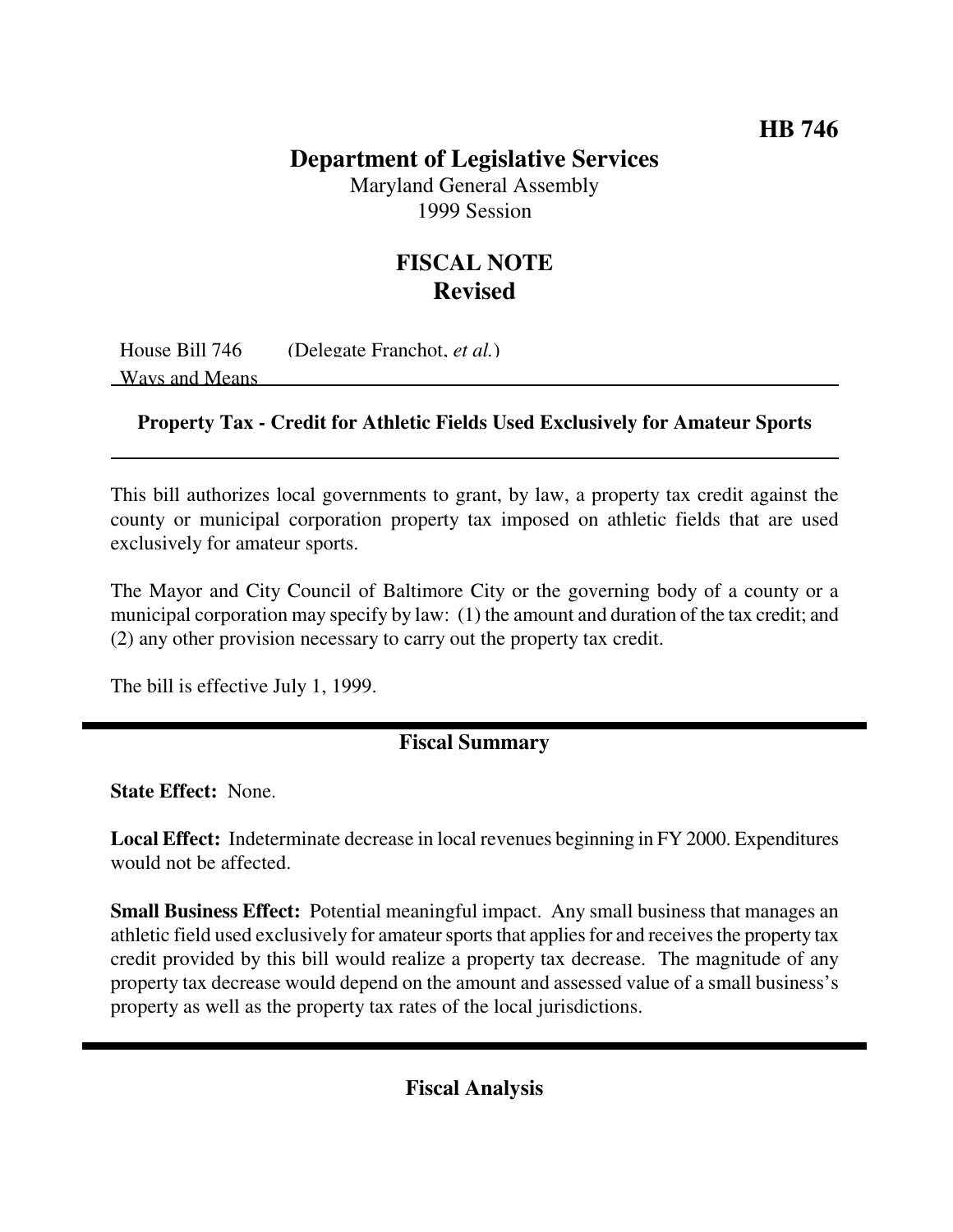**HB 746**

# Department of Legislative Services

Maryland General Assembly
1999 Session

## FISCAL NOTE
## Revised

House Bill 746 (Delegate Franchot, *et al.*)
Ways and Means

**Property Tax - Credit for Athletic Fields Used Exclusively for Amateur Sports**

This bill authorizes local governments to grant, by law, a property tax credit against the county or municipal corporation property tax imposed on athletic fields that are used exclusively for amateur sports.

The Mayor and City Council of Baltimore City or the governing body of a county or a municipal corporation may specify by law: (1) the amount and duration of the tax credit; and (2) any other provision necessary to carry out the property tax credit.

The bill is effective July 1, 1999.

## Fiscal Summary

**State Effect:** None.

**Local Effect:** Indeterminate decrease in local revenues beginning in FY 2000. Expenditures would not be affected.

**Small Business Effect:** Potential meaningful impact. Any small business that manages an athletic field used exclusively for amateur sports that applies for and receives the property tax credit provided by this bill would realize a property tax decrease. The magnitude of any property tax decrease would depend on the amount and assessed value of a small business's property as well as the property tax rates of the local jurisdictions.

## Fiscal Analysis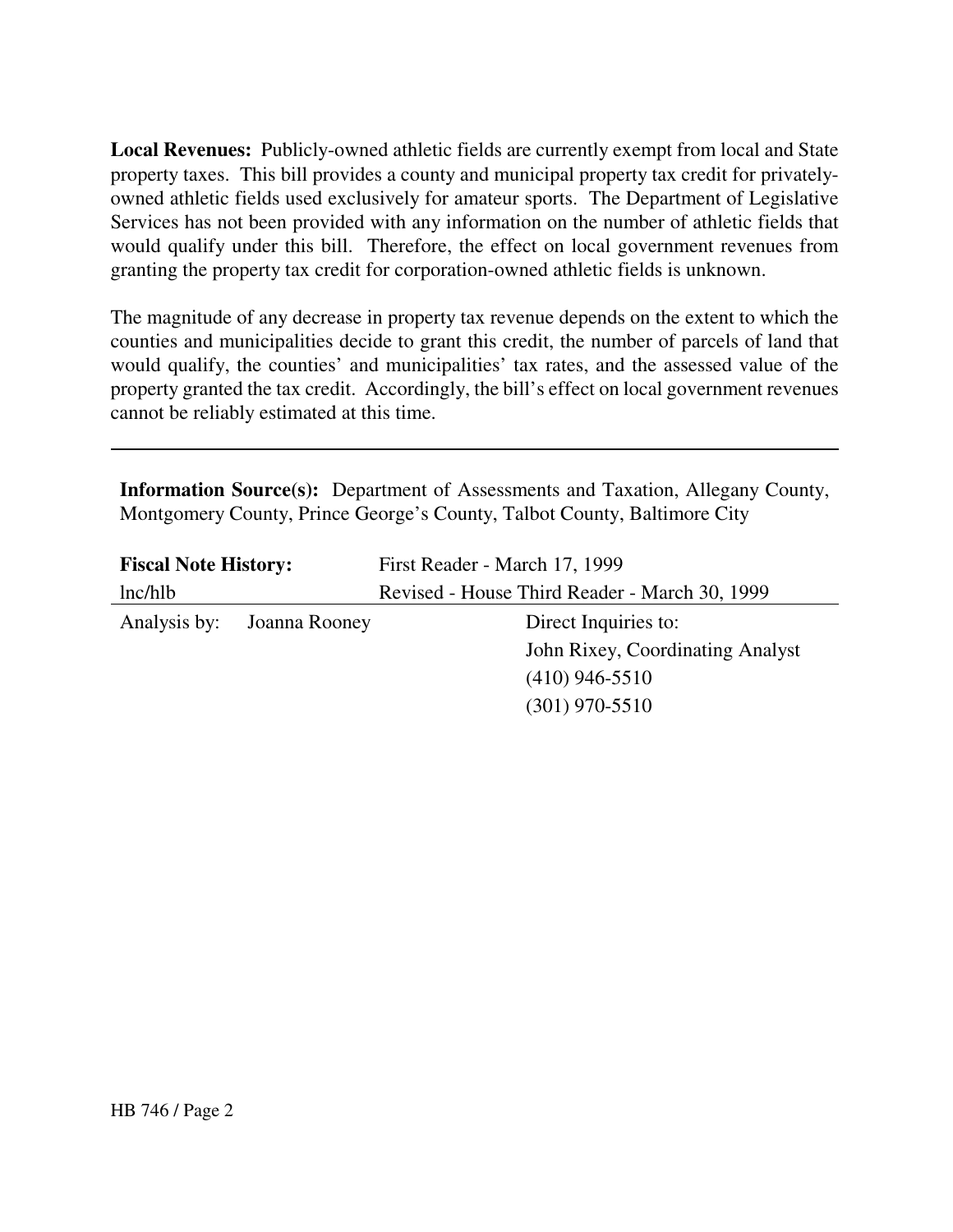**Local Revenues:** Publicly-owned athletic fields are currently exempt from local and State property taxes. This bill provides a county and municipal property tax credit for privately-owned athletic fields used exclusively for amateur sports. The Department of Legislative Services has not been provided with any information on the number of athletic fields that would qualify under this bill. Therefore, the effect on local government revenues from granting the property tax credit for corporation-owned athletic fields is unknown.

The magnitude of any decrease in property tax revenue depends on the extent to which the counties and municipalities decide to grant this credit, the number of parcels of land that would qualify, the counties' and municipalities' tax rates, and the assessed value of the property granted the tax credit. Accordingly, the bill's effect on local government revenues cannot be reliably estimated at this time.

---

**Information Source(s):** Department of Assessments and Taxation, Allegany County, Montgomery County, Prince George's County, Talbot County, Baltimore City

**Fiscal Note History:** First Reader - March 17, 1999
lnc/hlb Revised - House Third Reader - March 30, 1999

Analysis by: Joanna Rooney

Direct Inquiries to:
John Rixey, Coordinating Analyst
(410) 946-5510
(301) 970-5510